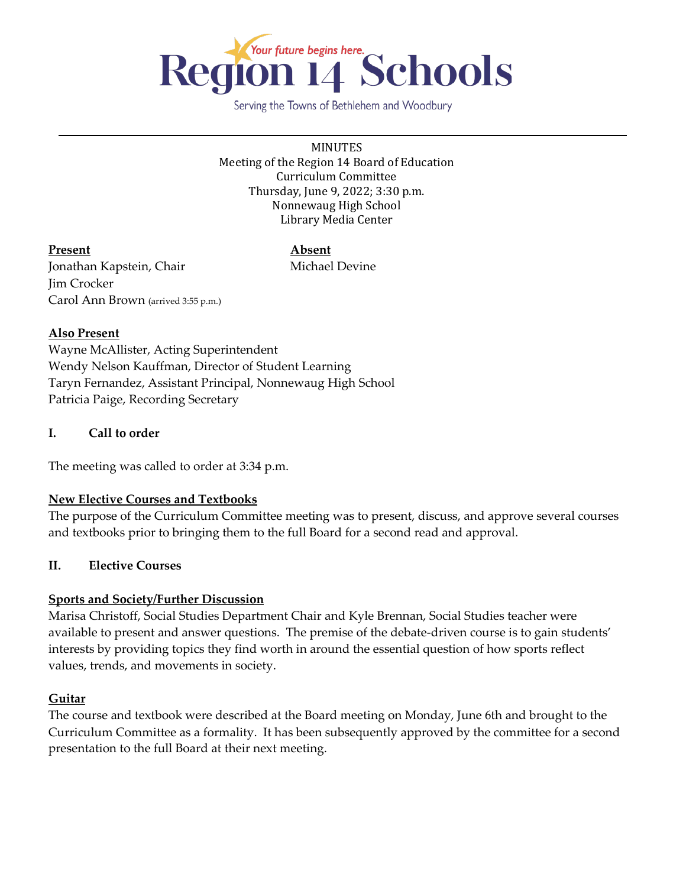Region 14 Schools

*Your future begins here.*

Serving the Towns of Bethlehem and Woodbury

---

MINUTES
Meeting of the Region 14 Board of Education
Curriculum Committee
Thursday, June 9, 2022; 3:30 p.m.
Nonnewaug High School
Library Media Center

| **Present** | **Absent** |
|---|---|
| Jonathan Kapstein, Chair | Michael Devine |
| Jim Crocker | |
| Carol Ann Brown (arrived 3:55 p.m.) | |

**Also Present**
Wayne McAllister, Acting Superintendent
Wendy Nelson Kauffman, Director of Student Learning
Taryn Fernandez, Assistant Principal, Nonnewaug High School
Patricia Paige, Recording Secretary

## I. Call to order

The meeting was called to order at 3:34 p.m.

**New Elective Courses and Textbooks**

The purpose of the Curriculum Committee meeting was to present, discuss, and approve several courses and textbooks prior to bringing them to the full Board for a second read and approval.

## II. Elective Courses

**Sports and Society/Further Discussion**

Marisa Christoff, Social Studies Department Chair and Kyle Brennan, Social Studies teacher were available to present and answer questions. The premise of the debate-driven course is to gain students' interests by providing topics they find worth in around the essential question of how sports reflect values, trends, and movements in society.

**Guitar**

The course and textbook were described at the Board meeting on Monday, June 6th and brought to the Curriculum Committee as a formality. It has been subsequently approved by the committee for a second presentation to the full Board at their next meeting.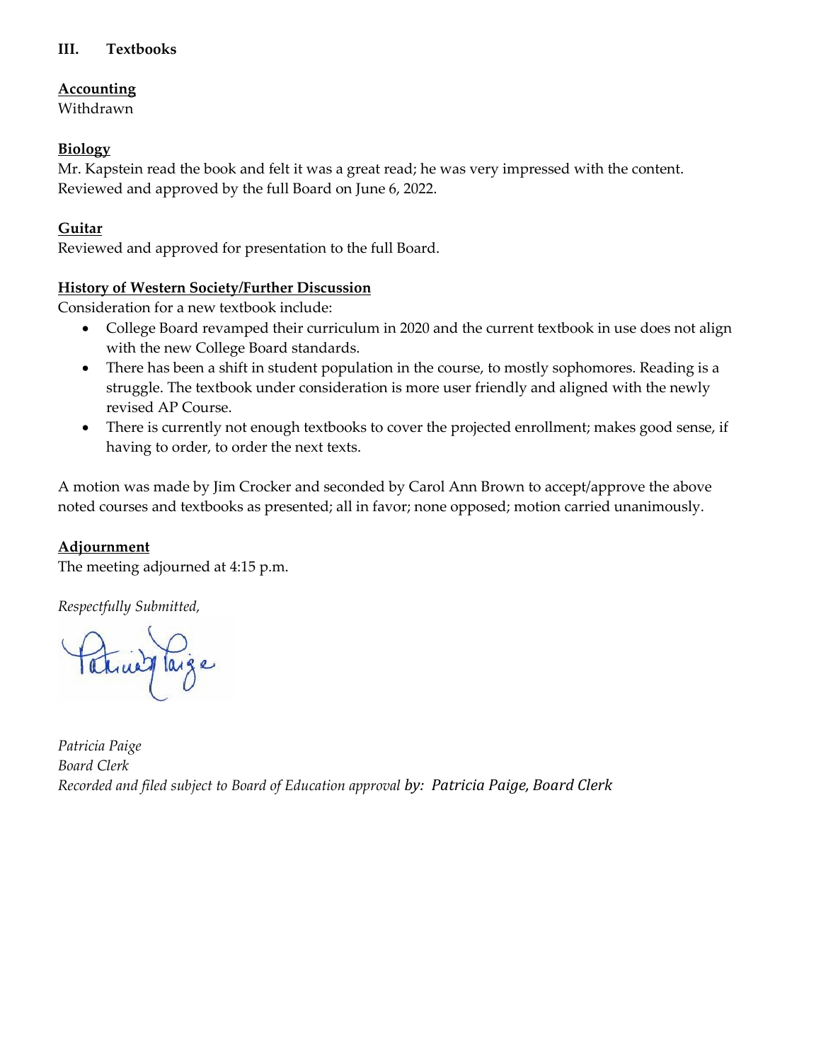## III. Textbooks

**Accounting**
Withdrawn

**Biology**
Mr. Kapstein read the book and felt it was a great read; he was very impressed with the content. Reviewed and approved by the full Board on June 6, 2022.

**Guitar**
Reviewed and approved for presentation to the full Board.

**History of Western Society/Further Discussion**
Consideration for a new textbook include:

- College Board revamped their curriculum in 2020 and the current textbook in use does not align with the new College Board standards.
- There has been a shift in student population in the course, to mostly sophomores. Reading is a struggle. The textbook under consideration is more user friendly and aligned with the newly revised AP Course.
- There is currently not enough textbooks to cover the projected enrollment; makes good sense, if having to order, to order the next texts.

A motion was made by Jim Crocker and seconded by Carol Ann Brown to accept/approve the above noted courses and textbooks as presented; all in favor; none opposed; motion carried unanimously.

**Adjournment**
The meeting adjourned at 4:15 p.m.

*Respectfully Submitted,*

*Patricia Paige*
*Board Clerk*
*Recorded and filed subject to Board of Education approval by: Patricia Paige, Board Clerk*